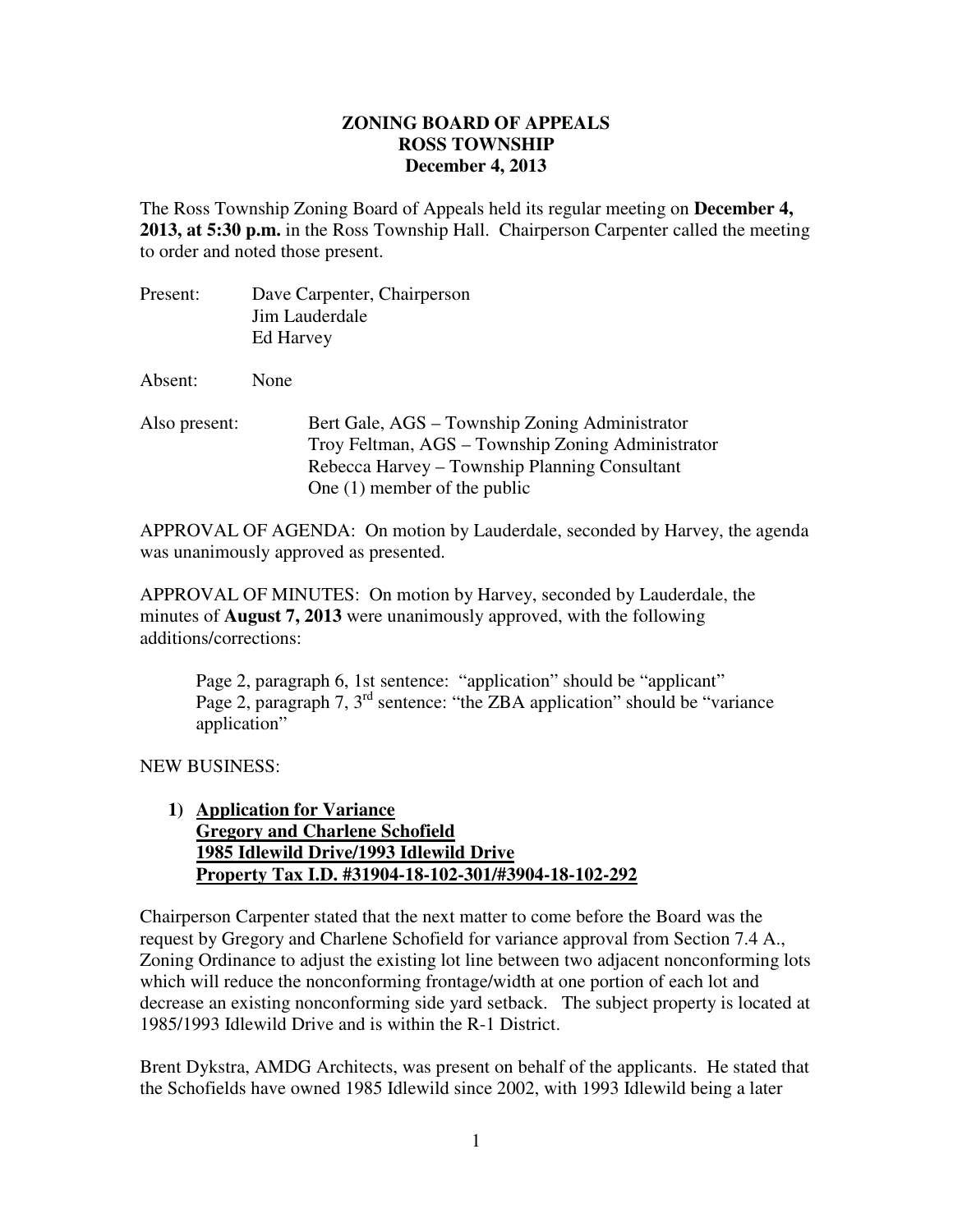# ZONING BOARD OF APPEALS
## ROSS TOWNSHIP
### December 4, 2013

The Ross Township Zoning Board of Appeals held its regular meeting on **December 4, 2013, at 5:30 p.m.** in the Ross Township Hall. Chairperson Carpenter called the meeting to order and noted those present.

Present: Dave Carpenter, Chairperson
Jim Lauderdale
Ed Harvey

Absent: None

Also present: Bert Gale, AGS – Township Zoning Administrator
Troy Feltman, AGS – Township Zoning Administrator
Rebecca Harvey – Township Planning Consultant
One (1) member of the public

APPROVAL OF AGENDA: On motion by Lauderdale, seconded by Harvey, the agenda was unanimously approved as presented.

APPROVAL OF MINUTES: On motion by Harvey, seconded by Lauderdale, the minutes of **August 7, 2013** were unanimously approved, with the following additions/corrections:

> Page 2, paragraph 6, 1st sentence: "application" should be "applicant"
> Page 2, paragraph 7, 3rd sentence: "the ZBA application" should be "variance application"

NEW BUSINESS:

1) **<u>Application for Variance</u>**
   **<u>Gregory and Charlene Schofield</u>**
   **<u>1985 Idlewild Drive/1993 Idlewild Drive</u>**
   **<u>Property Tax I.D. #31904-18-102-301/#3904-18-102-292</u>**

Chairperson Carpenter stated that the next matter to come before the Board was the request by Gregory and Charlene Schofield for variance approval from Section 7.4 A., Zoning Ordinance to adjust the existing lot line between two adjacent nonconforming lots which will reduce the nonconforming frontage/width at one portion of each lot and decrease an existing nonconforming side yard setback. The subject property is located at 1985/1993 Idlewild Drive and is within the R-1 District.

Brent Dykstra, AMDG Architects, was present on behalf of the applicants. He stated that the Schofields have owned 1985 Idlewild since 2002, with 1993 Idlewild being a later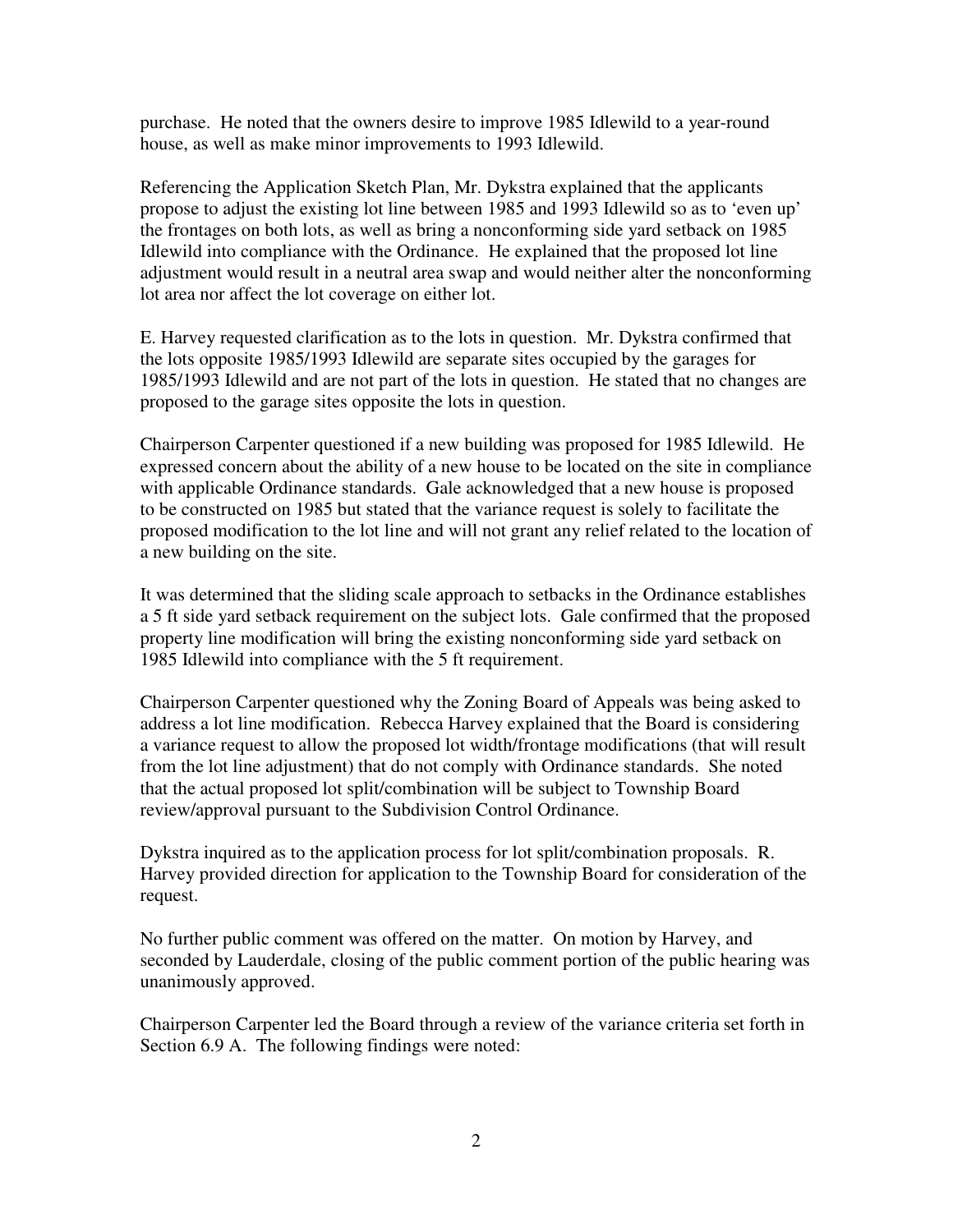purchase. He noted that the owners desire to improve 1985 Idlewild to a year-round house, as well as make minor improvements to 1993 Idlewild.

Referencing the Application Sketch Plan, Mr. Dykstra explained that the applicants propose to adjust the existing lot line between 1985 and 1993 Idlewild so as to 'even up' the frontages on both lots, as well as bring a nonconforming side yard setback on 1985 Idlewild into compliance with the Ordinance. He explained that the proposed lot line adjustment would result in a neutral area swap and would neither alter the nonconforming lot area nor affect the lot coverage on either lot.

E. Harvey requested clarification as to the lots in question. Mr. Dykstra confirmed that the lots opposite 1985/1993 Idlewild are separate sites occupied by the garages for 1985/1993 Idlewild and are not part of the lots in question. He stated that no changes are proposed to the garage sites opposite the lots in question.

Chairperson Carpenter questioned if a new building was proposed for 1985 Idlewild. He expressed concern about the ability of a new house to be located on the site in compliance with applicable Ordinance standards. Gale acknowledged that a new house is proposed to be constructed on 1985 but stated that the variance request is solely to facilitate the proposed modification to the lot line and will not grant any relief related to the location of a new building on the site.

It was determined that the sliding scale approach to setbacks in the Ordinance establishes a 5 ft side yard setback requirement on the subject lots. Gale confirmed that the proposed property line modification will bring the existing nonconforming side yard setback on 1985 Idlewild into compliance with the 5 ft requirement.

Chairperson Carpenter questioned why the Zoning Board of Appeals was being asked to address a lot line modification. Rebecca Harvey explained that the Board is considering a variance request to allow the proposed lot width/frontage modifications (that will result from the lot line adjustment) that do not comply with Ordinance standards. She noted that the actual proposed lot split/combination will be subject to Township Board review/approval pursuant to the Subdivision Control Ordinance.

Dykstra inquired as to the application process for lot split/combination proposals. R. Harvey provided direction for application to the Township Board for consideration of the request.

No further public comment was offered on the matter. On motion by Harvey, and seconded by Lauderdale, closing of the public comment portion of the public hearing was unanimously approved.

Chairperson Carpenter led the Board through a review of the variance criteria set forth in Section 6.9 A. The following findings were noted: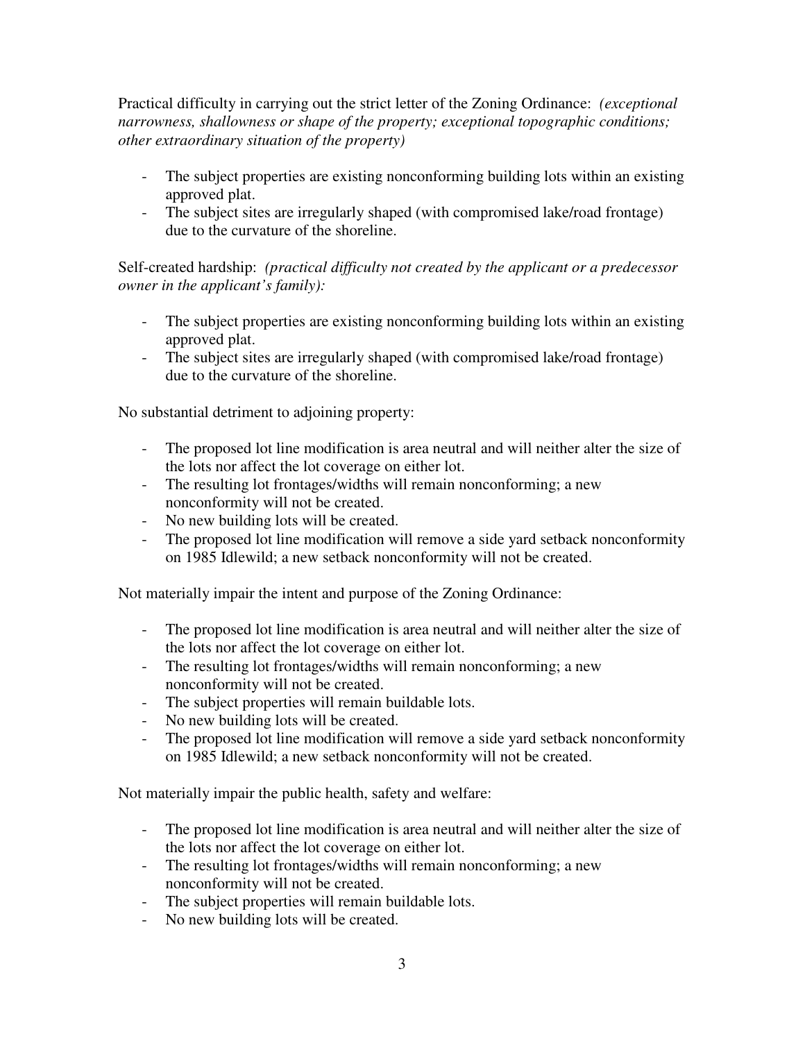Practical difficulty in carrying out the strict letter of the Zoning Ordinance: *(exceptional narrowness, shallowness or shape of the property; exceptional topographic conditions; other extraordinary situation of the property)*

- The subject properties are existing nonconforming building lots within an existing approved plat.
- The subject sites are irregularly shaped (with compromised lake/road frontage) due to the curvature of the shoreline.

Self-created hardship: *(practical difficulty not created by the applicant or a predecessor owner in the applicant's family):*

- The subject properties are existing nonconforming building lots within an existing approved plat.
- The subject sites are irregularly shaped (with compromised lake/road frontage) due to the curvature of the shoreline.

No substantial detriment to adjoining property:

- The proposed lot line modification is area neutral and will neither alter the size of the lots nor affect the lot coverage on either lot.
- The resulting lot frontages/widths will remain nonconforming; a new nonconformity will not be created.
- No new building lots will be created.
- The proposed lot line modification will remove a side yard setback nonconformity on 1985 Idlewild; a new setback nonconformity will not be created.

Not materially impair the intent and purpose of the Zoning Ordinance:

- The proposed lot line modification is area neutral and will neither alter the size of the lots nor affect the lot coverage on either lot.
- The resulting lot frontages/widths will remain nonconforming; a new nonconformity will not be created.
- The subject properties will remain buildable lots.
- No new building lots will be created.
- The proposed lot line modification will remove a side yard setback nonconformity on 1985 Idlewild; a new setback nonconformity will not be created.

Not materially impair the public health, safety and welfare:

- The proposed lot line modification is area neutral and will neither alter the size of the lots nor affect the lot coverage on either lot.
- The resulting lot frontages/widths will remain nonconforming; a new nonconformity will not be created.
- The subject properties will remain buildable lots.
- No new building lots will be created.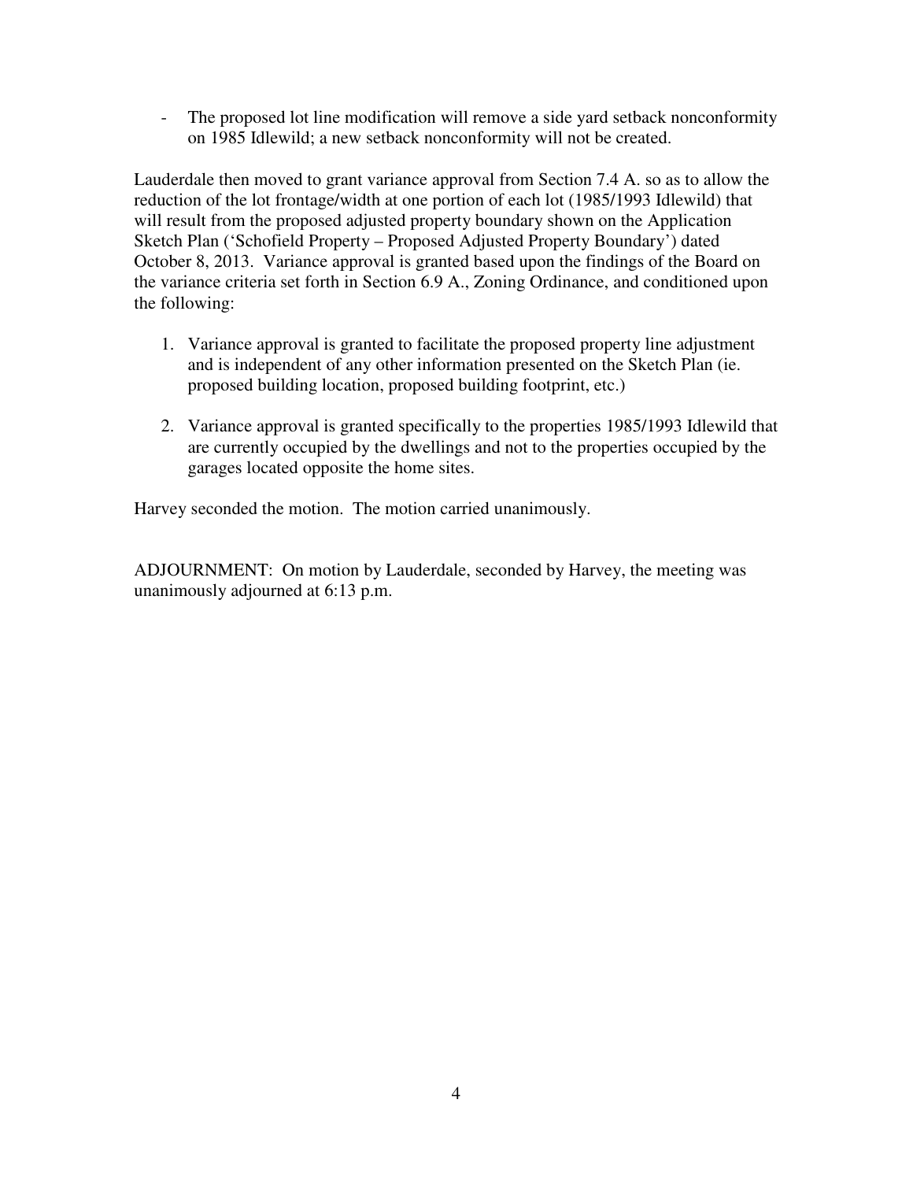- The proposed lot line modification will remove a side yard setback nonconformity on 1985 Idlewild; a new setback nonconformity will not be created.

Lauderdale then moved to grant variance approval from Section 7.4 A. so as to allow the reduction of the lot frontage/width at one portion of each lot (1985/1993 Idlewild) that will result from the proposed adjusted property boundary shown on the Application Sketch Plan ('Schofield Property – Proposed Adjusted Property Boundary') dated October 8, 2013. Variance approval is granted based upon the findings of the Board on the variance criteria set forth in Section 6.9 A., Zoning Ordinance, and conditioned upon the following:

1. Variance approval is granted to facilitate the proposed property line adjustment and is independent of any other information presented on the Sketch Plan (ie. proposed building location, proposed building footprint, etc.)

2. Variance approval is granted specifically to the properties 1985/1993 Idlewild that are currently occupied by the dwellings and not to the properties occupied by the garages located opposite the home sites.

Harvey seconded the motion. The motion carried unanimously.

ADJOURNMENT: On motion by Lauderdale, seconded by Harvey, the meeting was unanimously adjourned at 6:13 p.m.